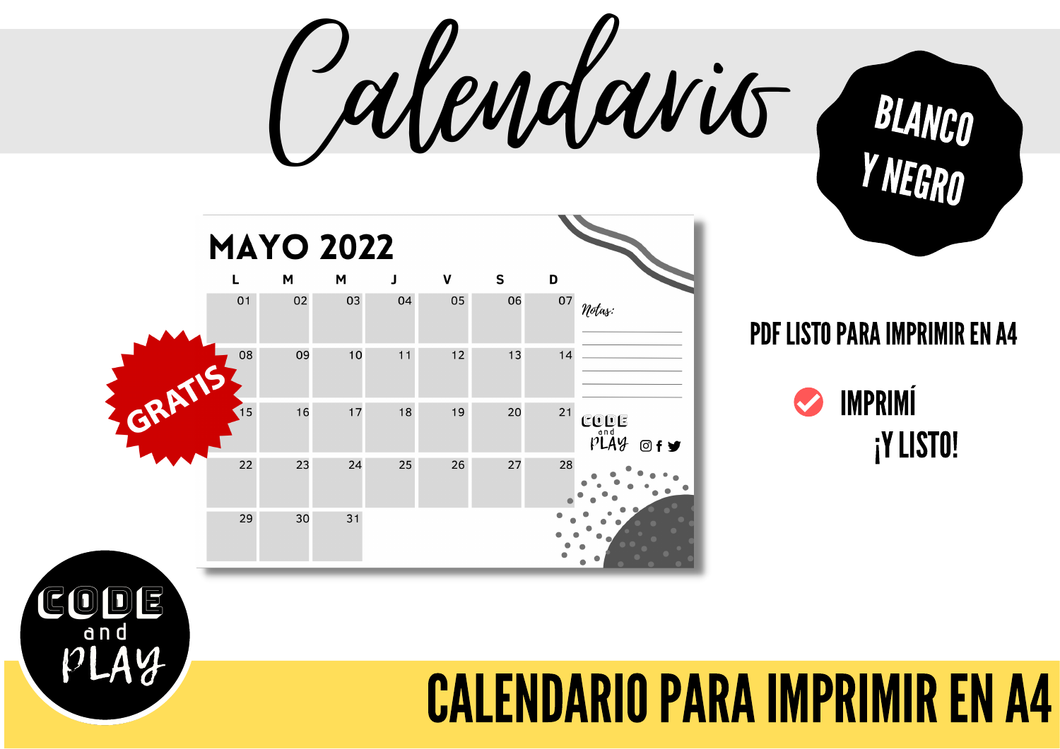# Calendario

BLANCO Y NEGRO

GRATIS

## MAYO 2022

| L | M | M | J | V | S | D |
|---|---|---|---|---|---|---|
| 01 | 02 | 03 | 04 | 05 | 06 | 07 |
| 08 | 09 | 10 | 11 | 12 | 13 | 14 |
| 15 | 16 | 17 | 18 | 19 | 20 | 21 |
| 22 | 23 | 24 | 25 | 26 | 27 | 28 |
| 29 | 30 | 31 | | | | |

Notas:

CODE and PLAY

PDF LISTO PARA IMPRIMIR EN A4

IMPRIMÍ ¡Y LISTO!

CODE and PLAY

CALENDARIO PARA IMPRIMIR EN A4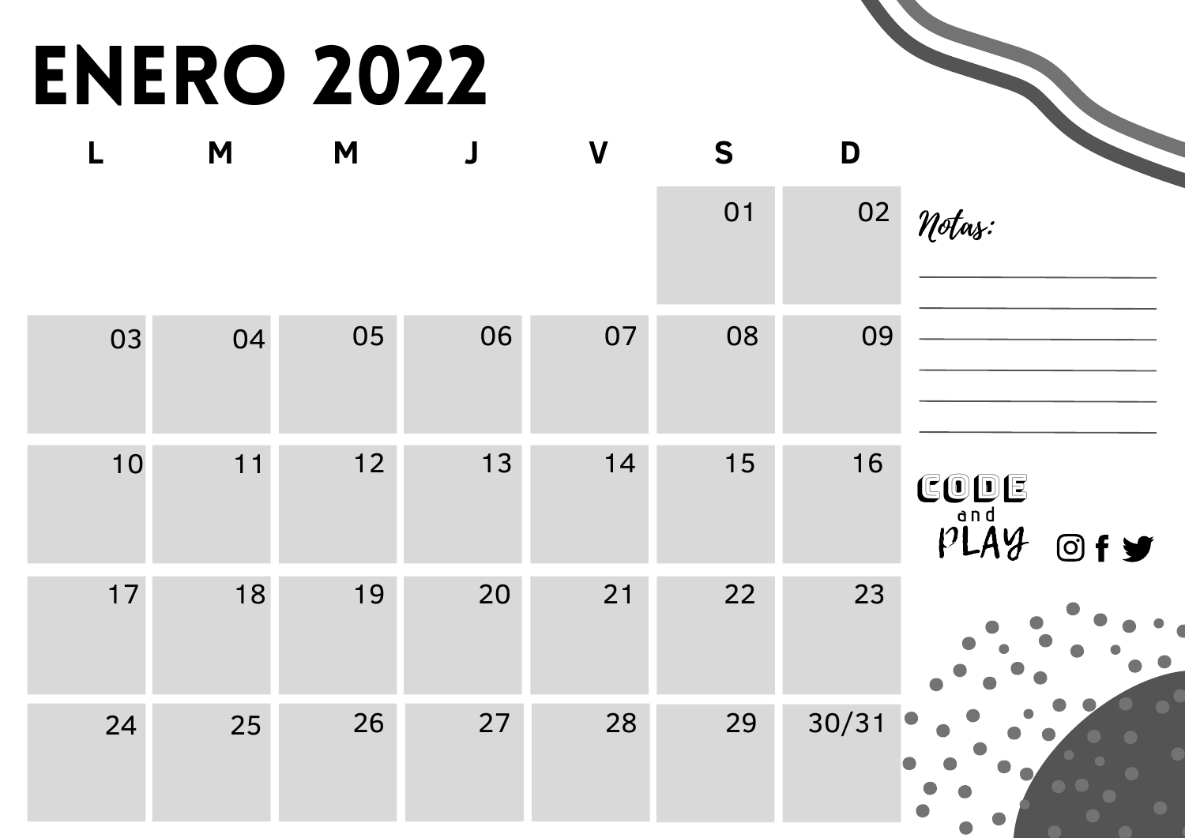# ENERO 2022

| L | M | M | J | V | S | D |
|---|---|---|---|---|---|---|
| | | | | | 01 | 02 |
| 03 | 04 | 05 | 06 | 07 | 08 | 09 |
| 10 | 11 | 12 | 13 | 14 | 15 | 16 |
| 17 | 18 | 19 | 20 | 21 | 22 | 23 |
| 24 | 25 | 26 | 27 | 28 | 29 | 30/31 |

*Notas:*

CODE and PLAY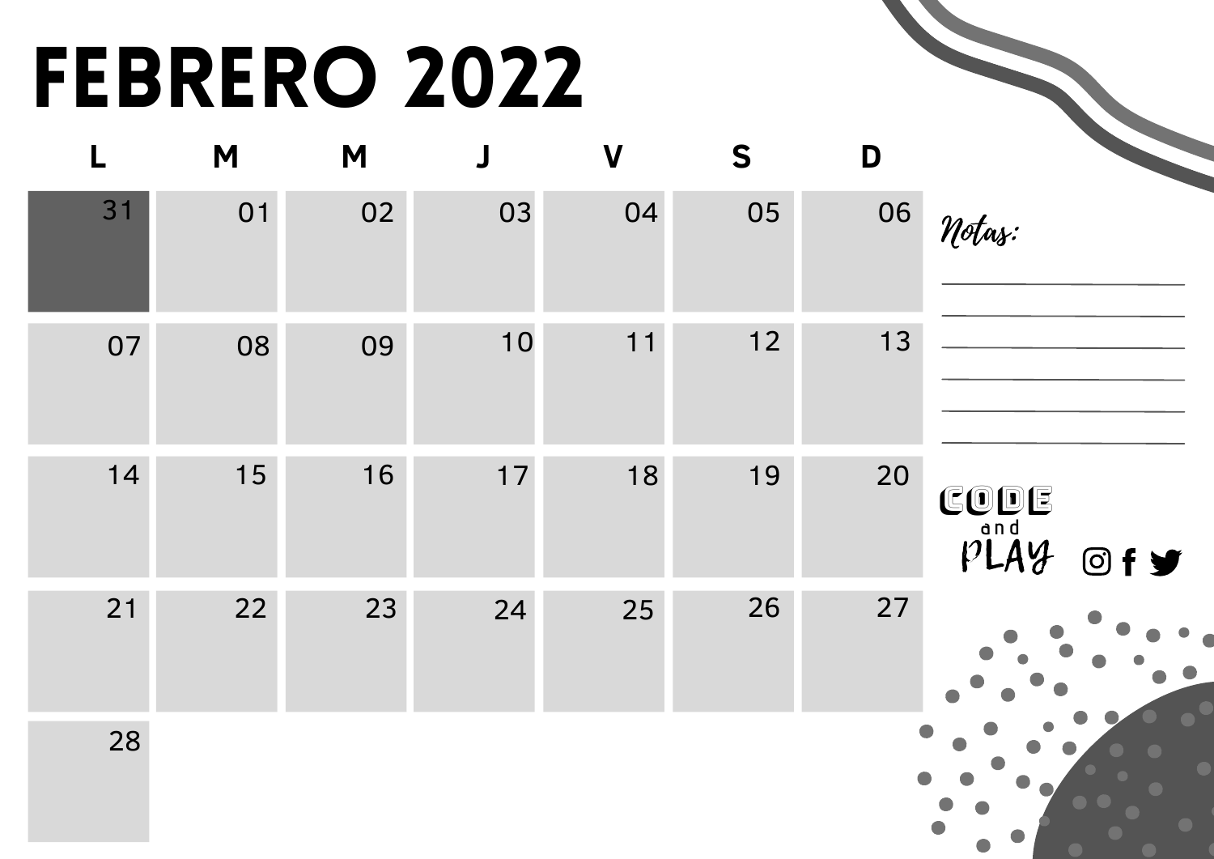# FEBRERO 2022

| L | M | M | J | V | S | D |
|---|---|---|---|---|---|---|
| 31 | 01 | 02 | 03 | 04 | 05 | 06 |
| 07 | 08 | 09 | 10 | 11 | 12 | 13 |
| 14 | 15 | 16 | 17 | 18 | 19 | 20 |
| 21 | 22 | 23 | 24 | 25 | 26 | 27 |
| 28 | | | | | | |

*Notas:*

CODE and PLAY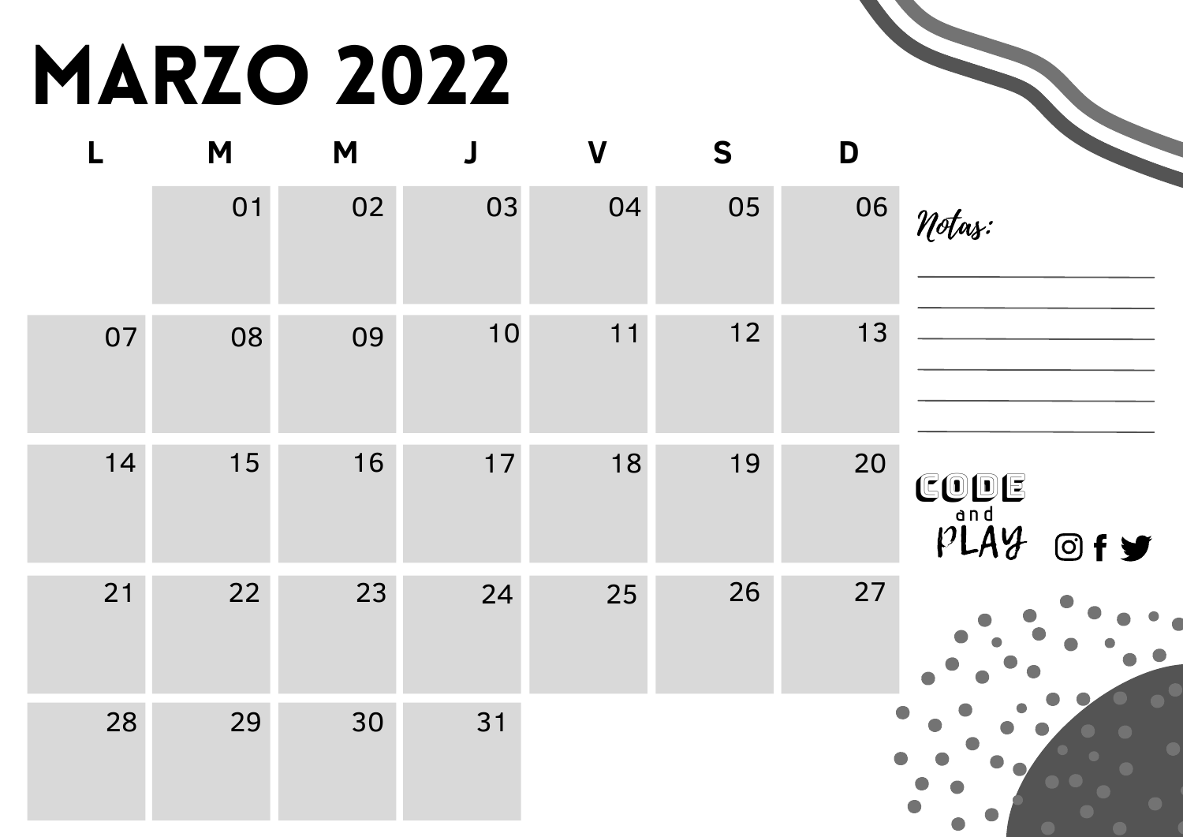# MARZO 2022

| L | M | M | J | V | S | D |
|---|---|---|---|---|---|---|
| | 01 | 02 | 03 | 04 | 05 | 06 |
| 07 | 08 | 09 | 10 | 11 | 12 | 13 |
| 14 | 15 | 16 | 17 | 18 | 19 | 20 |
| 21 | 22 | 23 | 24 | 25 | 26 | 27 |
| 28 | 29 | 30 | 31 | | | |

*Notas:*

CODE and PLAY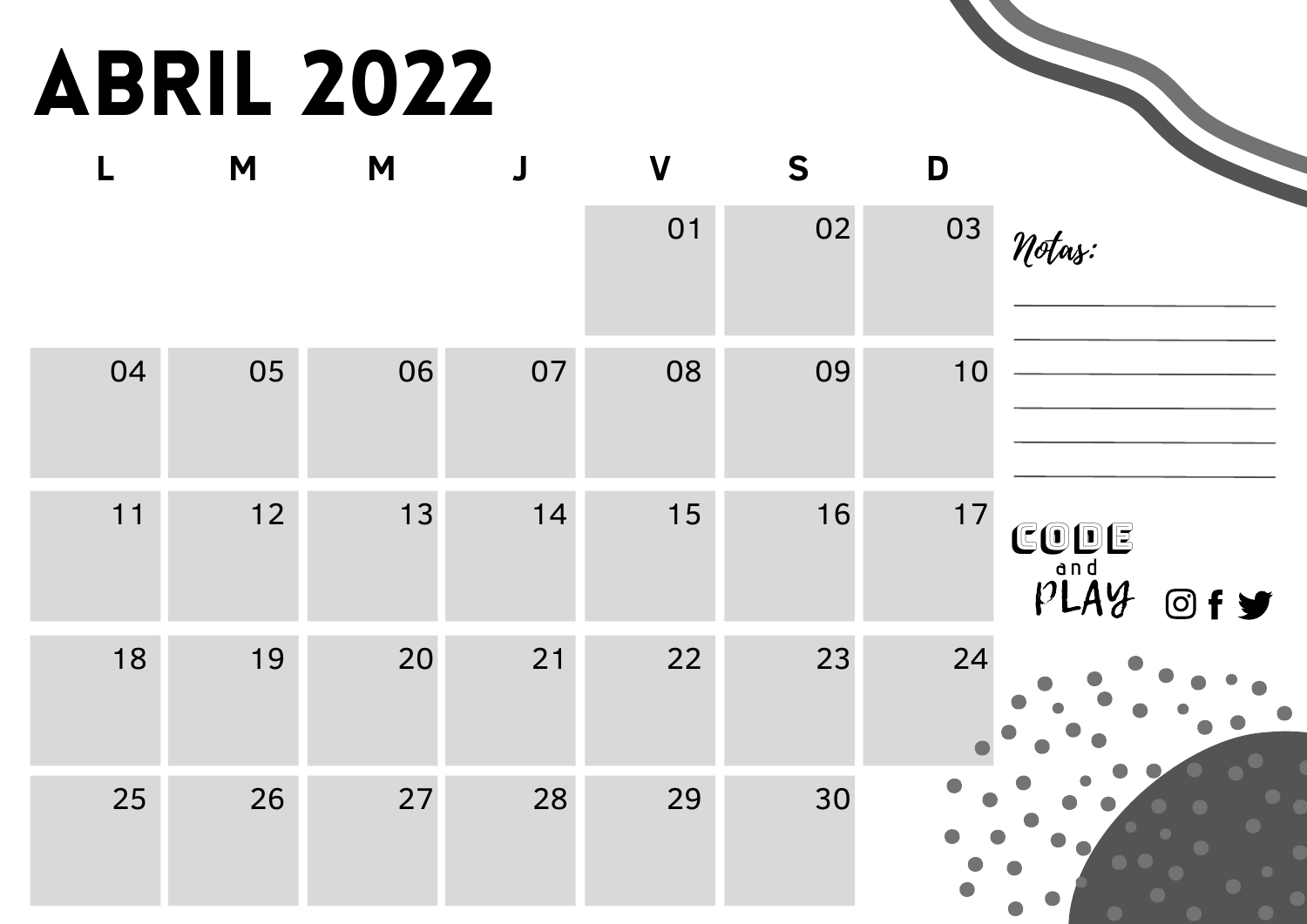# ABRIL 2022

| L | M | M | J | V | S | D |
|---|---|---|---|---|---|---|
| | | | | 01 | 02 | 03 |
| 04 | 05 | 06 | 07 | 08 | 09 | 10 |
| 11 | 12 | 13 | 14 | 15 | 16 | 17 |
| 18 | 19 | 20 | 21 | 22 | 23 | 24 |
| 25 | 26 | 27 | 28 | 29 | 30 | |

*Notas:*

CODE and PLAY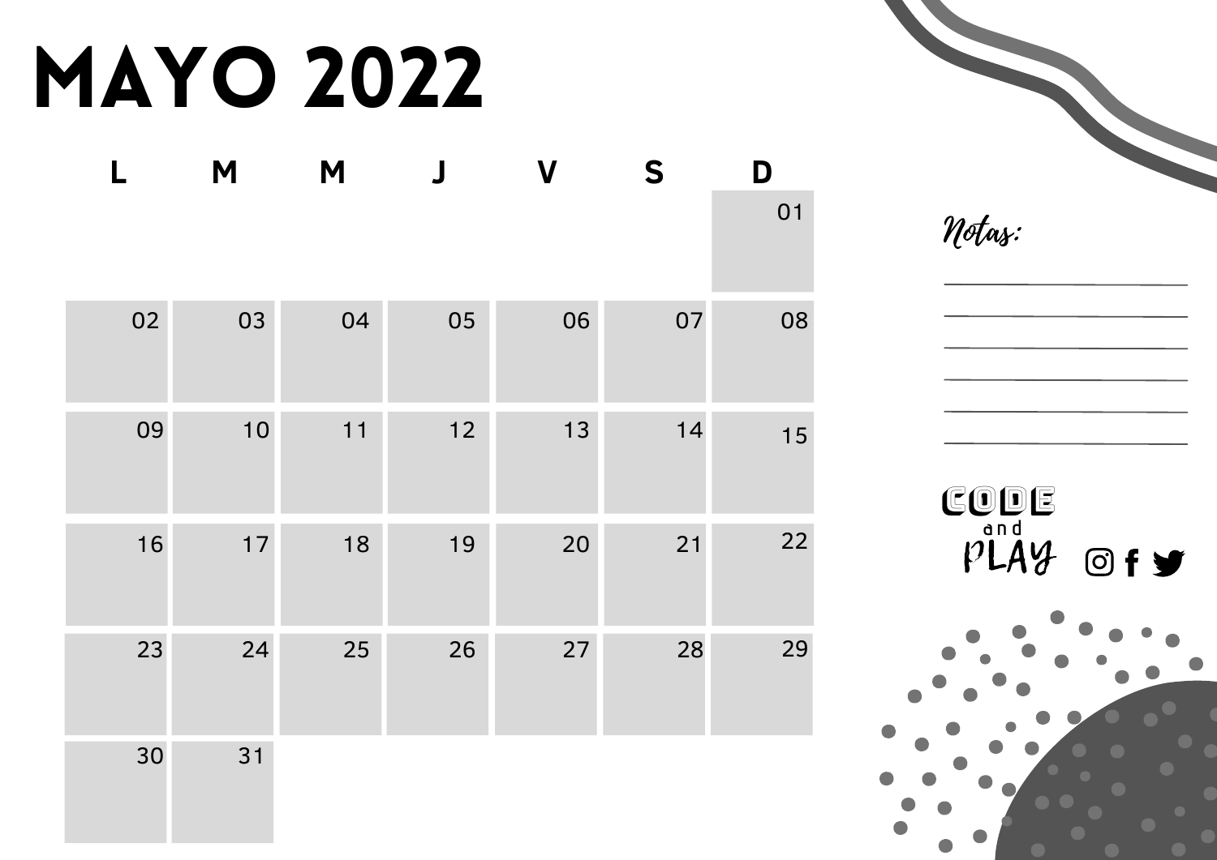# MAYO 2022

| L | M | M | J | V | S | D |
|---|---|---|---|---|---|---|
| | | | | | | 01 |
| 02 | 03 | 04 | 05 | 06 | 07 | 08 |
| 09 | 10 | 11 | 12 | 13 | 14 | 15 |
| 16 | 17 | 18 | 19 | 20 | 21 | 22 |
| 23 | 24 | 25 | 26 | 27 | 28 | 29 |
| 30 | 31 | | | | | |

*Notas:*

CODE and PLAY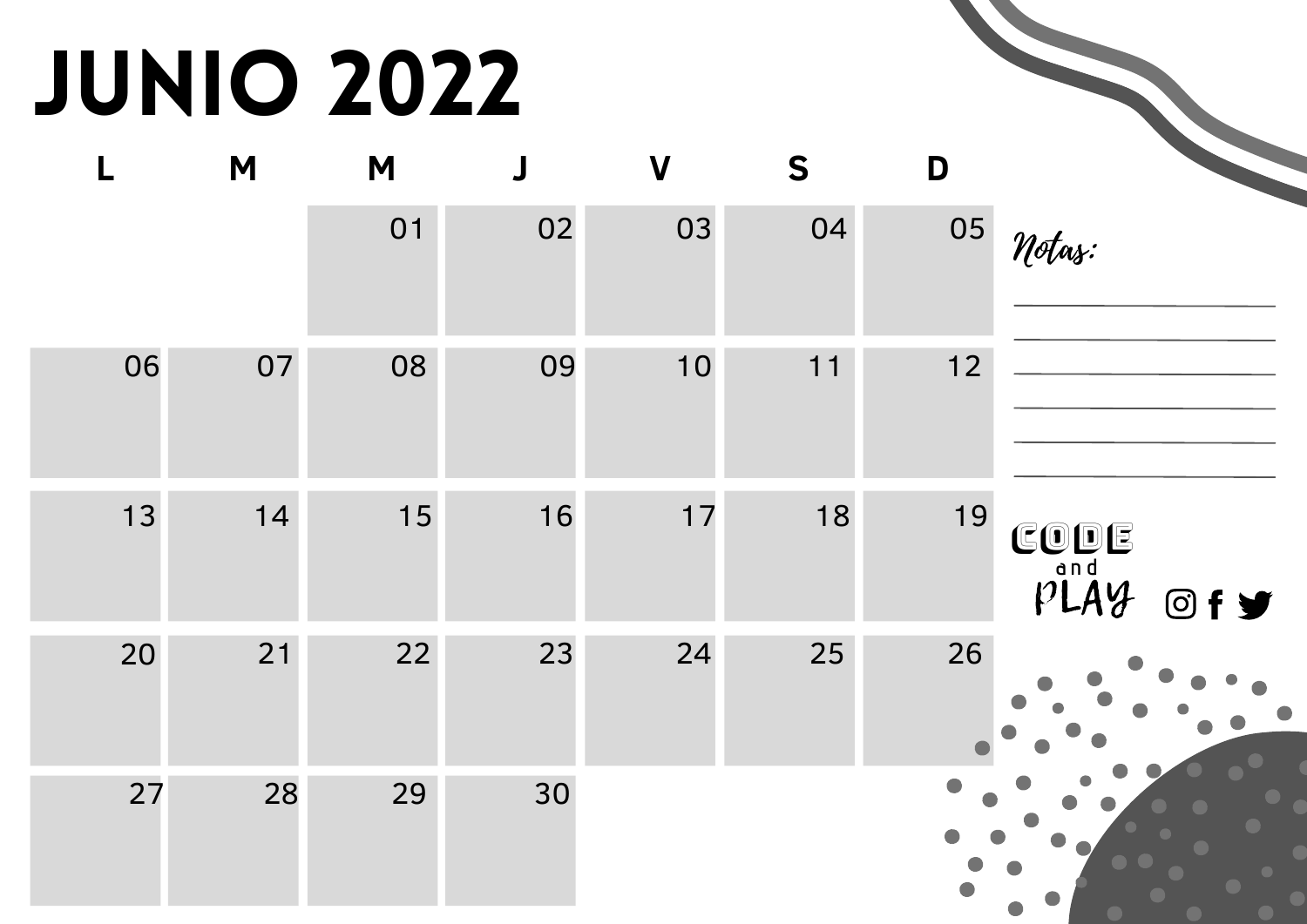# JUNIO 2022

| L | M | M | J | V | S | D |
|---|---|---|---|---|---|---|
| | | 01 | 02 | 03 | 04 | 05 |
| 06 | 07 | 08 | 09 | 10 | 11 | 12 |
| 13 | 14 | 15 | 16 | 17 | 18 | 19 |
| 20 | 21 | 22 | 23 | 24 | 25 | 26 |
| 27 | 28 | 29 | 30 | | | |

*Notas:*

CODE and PLAY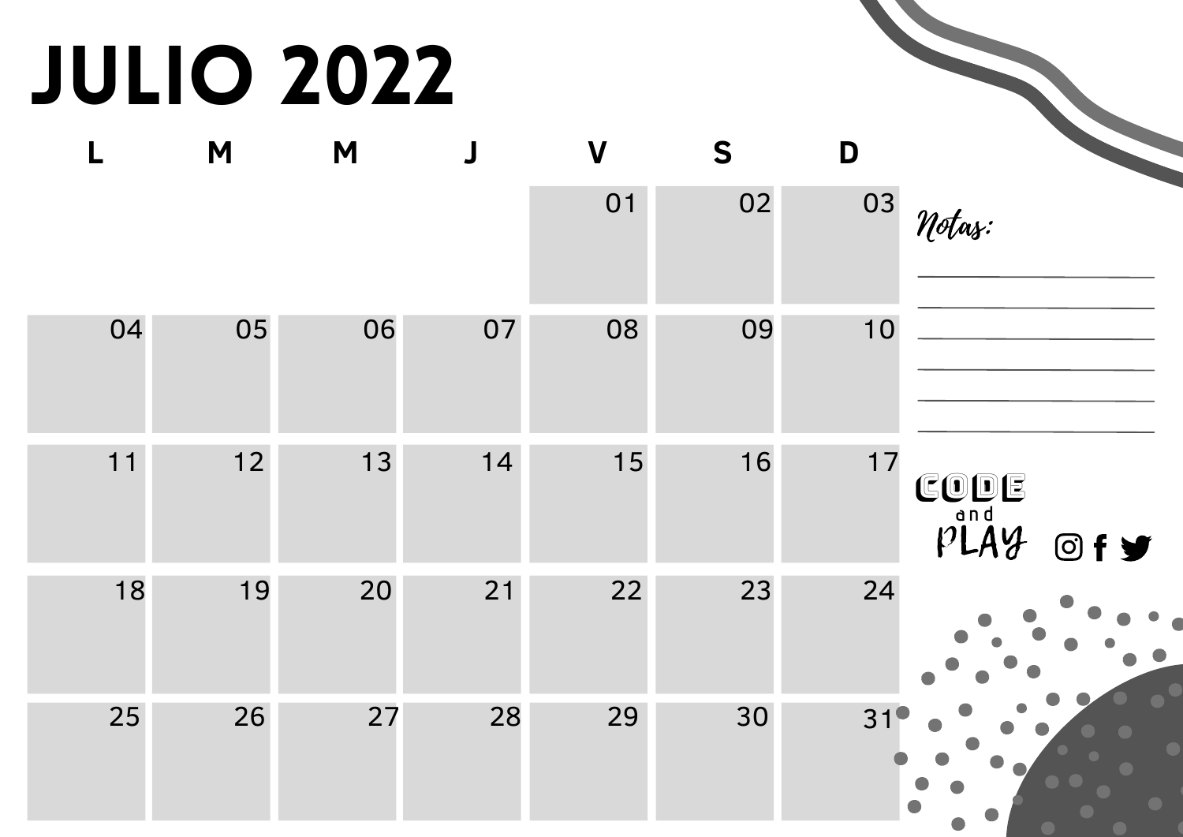# JULIO 2022

| L | M | M | J | V | S | D |
|---|---|---|---|---|---|---|
| | | | | 01 | 02 | 03 |
| 04 | 05 | 06 | 07 | 08 | 09 | 10 |
| 11 | 12 | 13 | 14 | 15 | 16 | 17 |
| 18 | 19 | 20 | 21 | 22 | 23 | 24 |
| 25 | 26 | 27 | 28 | 29 | 30 | 31 |

*Notas:*

CODE and PLAY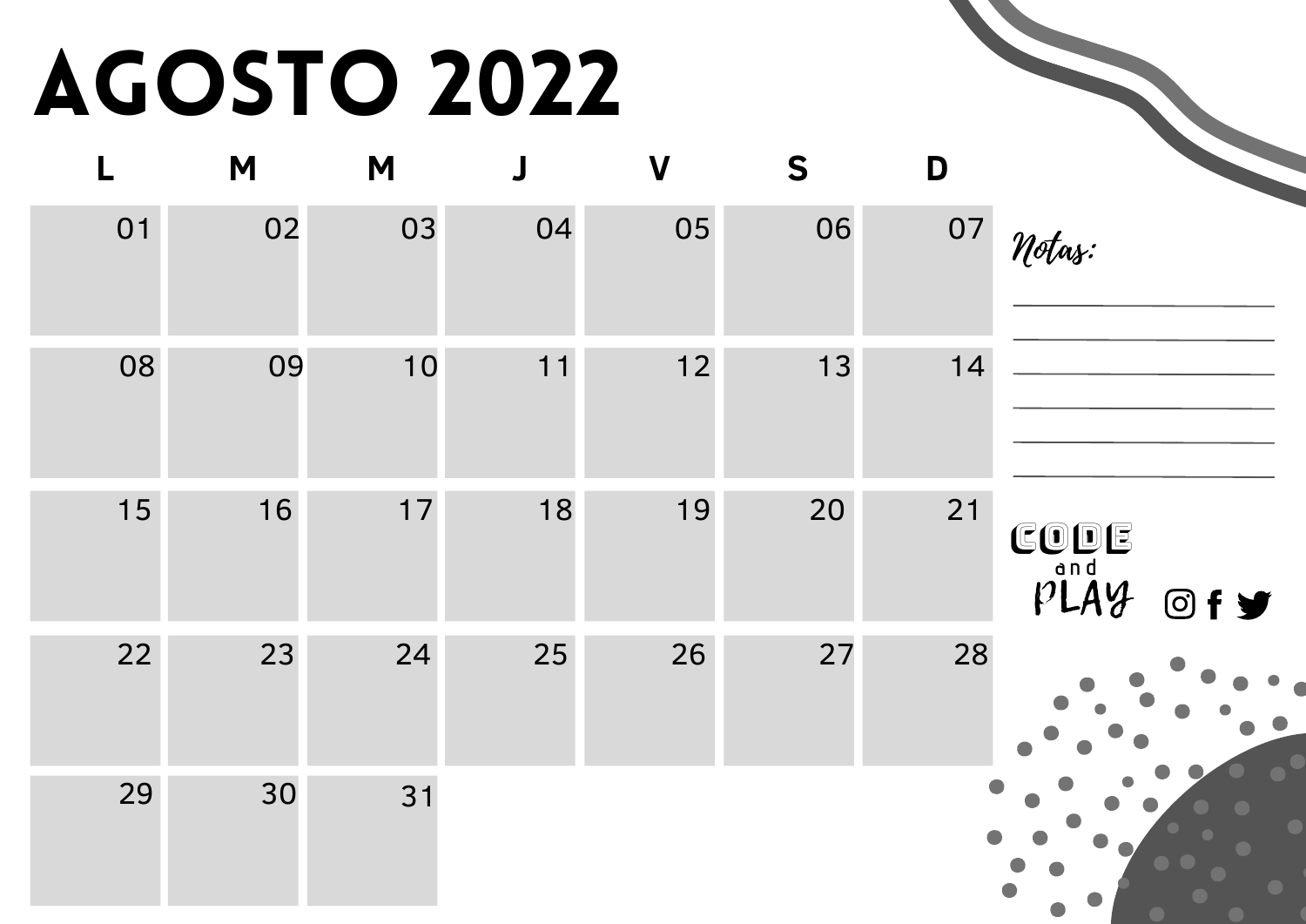# AGOSTO 2022

| L | M | M | J | V | S | D |
|---|---|---|---|---|---|---|
| 01 | 02 | 03 | 04 | 05 | 06 | 07 |
| 08 | 09 | 10 | 11 | 12 | 13 | 14 |
| 15 | 16 | 17 | 18 | 19 | 20 | 21 |
| 22 | 23 | 24 | 25 | 26 | 27 | 28 |
| 29 | 30 | 31 | | | | |

*Notas:*

CODE and PLAY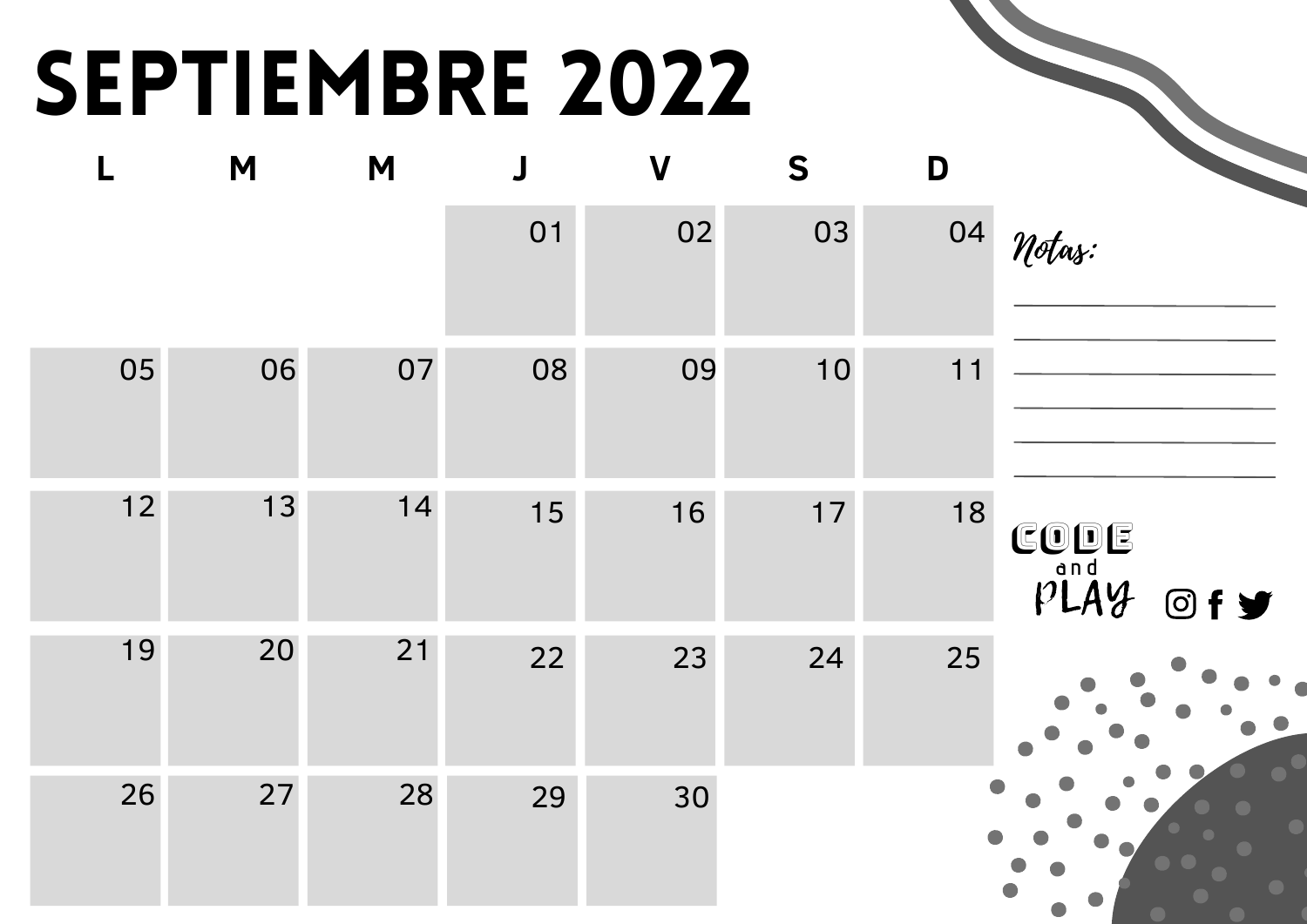# SEPTIEMBRE 2022

| L | M | M | J | V | S | D |
|---|---|---|---|---|---|---|
| | | | 01 | 02 | 03 | 04 |
| 05 | 06 | 07 | 08 | 09 | 10 | 11 |
| 12 | 13 | 14 | 15 | 16 | 17 | 18 |
| 19 | 20 | 21 | 22 | 23 | 24 | 25 |
| 26 | 27 | 28 | 29 | 30 | | |

*Notas:*

CODE and PLAY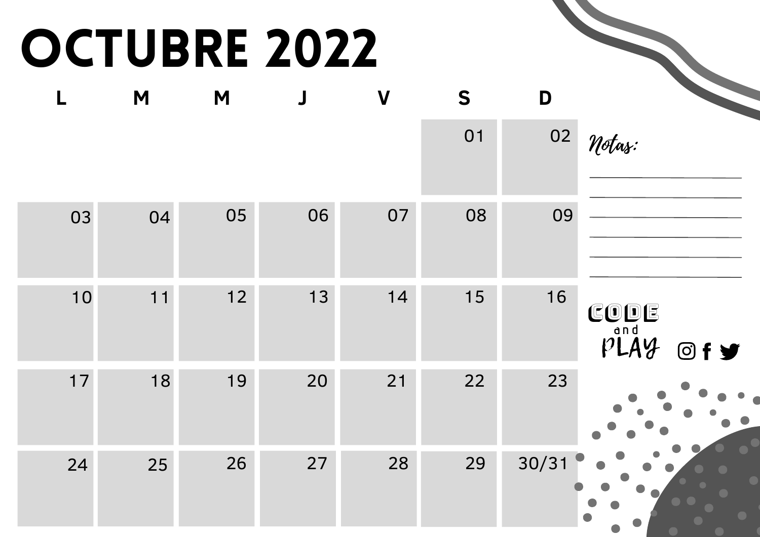# OCTUBRE 2022

| L | M | M | J | V | S | D |
|---|---|---|---|---|---|---|
| | | | | | 01 | 02 |
| 03 | 04 | 05 | 06 | 07 | 08 | 09 |
| 10 | 11 | 12 | 13 | 14 | 15 | 16 |
| 17 | 18 | 19 | 20 | 21 | 22 | 23 |
| 24 | 25 | 26 | 27 | 28 | 29 | 30/31 |

*Notas:*

CODE and PLAY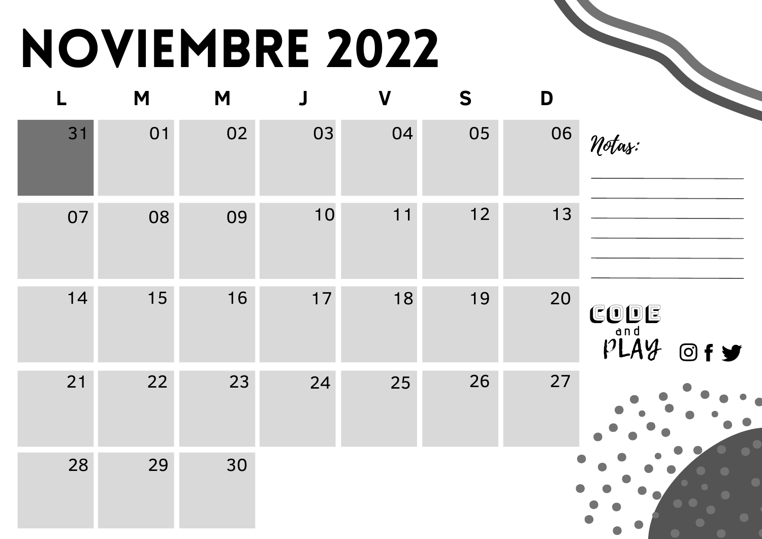# NOVIEMBRE 2022

| L | M | M | J | V | S | D |
|---|---|---|---|---|---|---|
| 31 | 01 | 02 | 03 | 04 | 05 | 06 |
| 07 | 08 | 09 | 10 | 11 | 12 | 13 |
| 14 | 15 | 16 | 17 | 18 | 19 | 20 |
| 21 | 22 | 23 | 24 | 25 | 26 | 27 |
| 28 | 29 | 30 | | | | |

*Notas:*

CODE and PLAY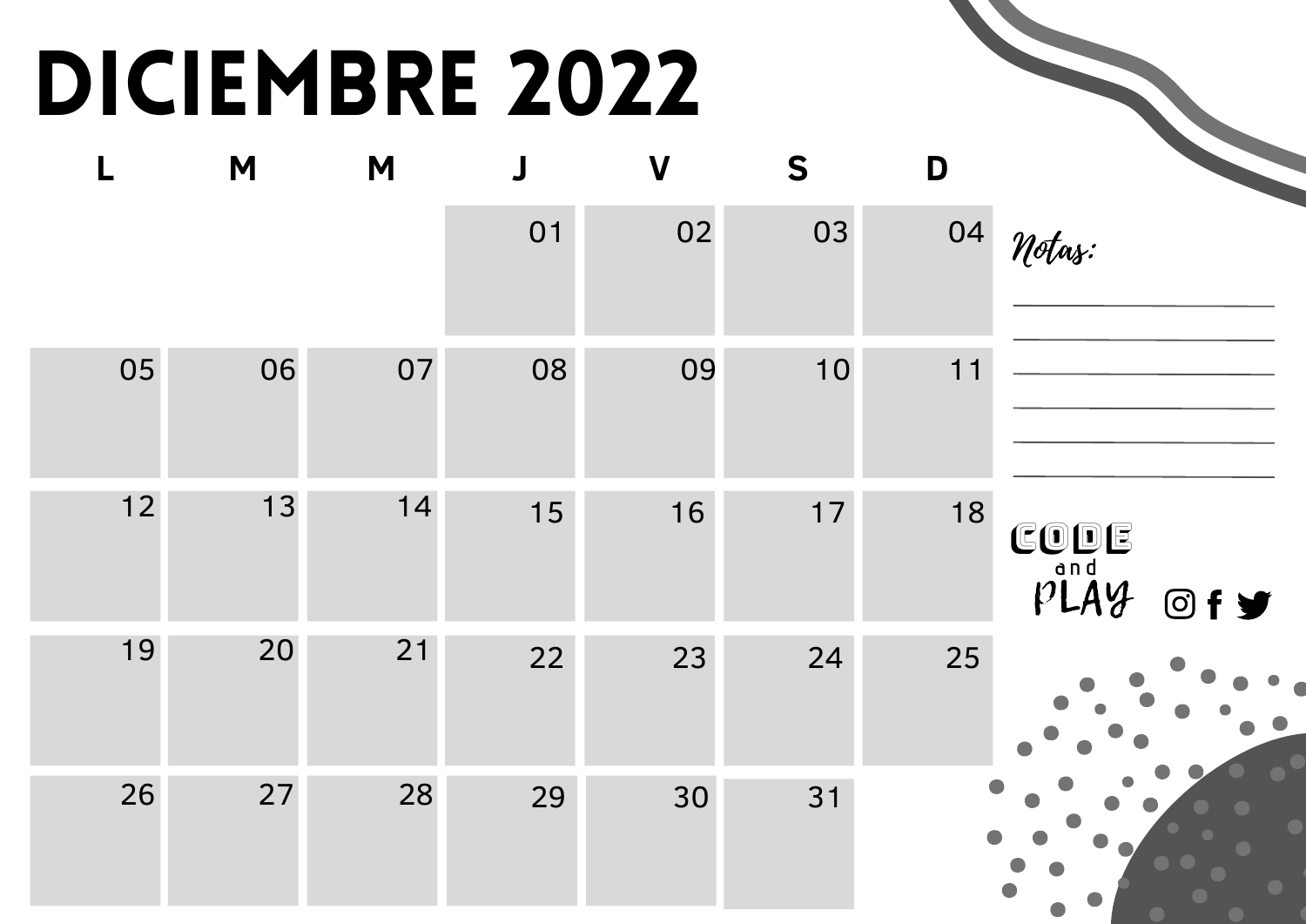# DICIEMBRE 2022

| L | M | M | J | V | S | D |
|---|---|---|---|---|---|---|
| | | | 01 | 02 | 03 | 04 |
| 05 | 06 | 07 | 08 | 09 | 10 | 11 |
| 12 | 13 | 14 | 15 | 16 | 17 | 18 |
| 19 | 20 | 21 | 22 | 23 | 24 | 25 |
| 26 | 27 | 28 | 29 | 30 | 31 | |

*Notas:*

CODE and PLAY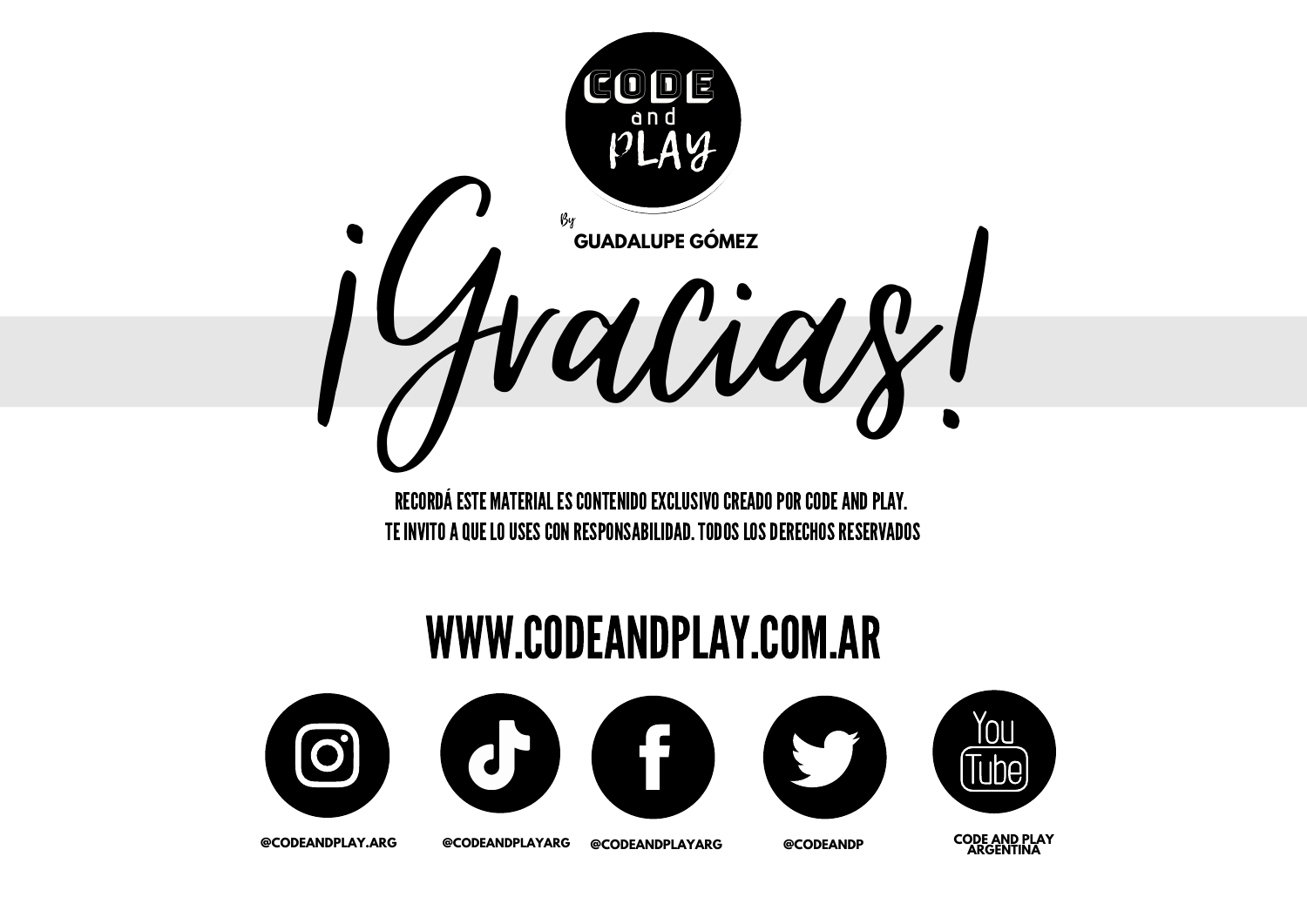CODE and PLAY

By
**GUADALUPE GÓMEZ**

# ¡Gracias!

RECORDÁ ESTE MATERIAL ES CONTENIDO EXCLUSIVO CREADO POR CODE AND PLAY.
TE INVITO A QUE LO USES CON RESPONSABILIDAD. TODOS LOS DERECHOS RESERVADOS

## WWW.CODEANDPLAY.COM.AR

**@CODEANDPLAY.ARG**

**@CODEANDPLAYARG**

**@CODEANDPLAYARG**

**@CODEANDP**

**CODE AND PLAY ARGENTINA**